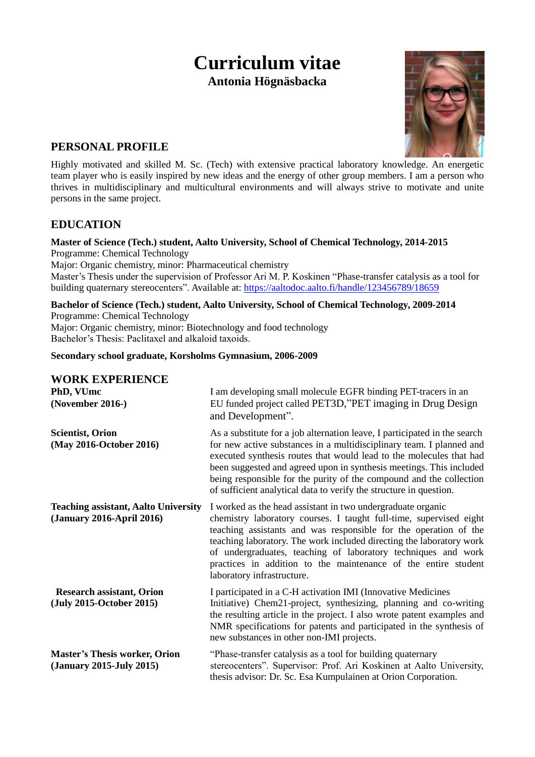# Curriculum vitae

**Antonia Högnäsbacka**

## PERSONAL PROFILE

Highly motivated and skilled M. Sc. (Tech) with extensive practical laboratory knowledge. An energetic team player who is easily inspired by new ideas and the energy of other group members. I am a person who thrives in multidisciplinary and multicultural environments and will always strive to motivate and unite persons in the same project.

## EDUCATION

**Master of Science (Tech.) student, Aalto University, School of Chemical Technology, 2014-2015**
Programme: Chemical Technology
Major: Organic chemistry, minor: Pharmaceutical chemistry
Master's Thesis under the supervision of Professor Ari M. P. Koskinen "Phase-transfer catalysis as a tool for building quaternary stereocenters". Available at: https://aaltodoc.aalto.fi/handle/123456789/18659

**Bachelor of Science (Tech.) student, Aalto University, School of Chemical Technology, 2009-2014**
Programme: Chemical Technology
Major: Organic chemistry, minor: Biotechnology and food technology
Bachelor's Thesis: Paclitaxel and alkaloid taxoids.

**Secondary school graduate, Korsholms Gymnasium, 2006-2009**

## WORK EXPERIENCE

**PhD, VUmc**
**(November 2016-)**

I am developing small molecule EGFR binding PET-tracers in an EU funded project called PET3D,"PET imaging in Drug Design and Development".

**Scientist, Orion**
**(May 2016-October 2016)**

As a substitute for a job alternation leave, I participated in the search for new active substances in a multidisciplinary team. I planned and executed synthesis routes that would lead to the molecules that had been suggested and agreed upon in synthesis meetings. This included being responsible for the purity of the compound and the collection of sufficient analytical data to verify the structure in question.

**Teaching assistant, Aalto University**
**(January 2016-April 2016)**

I worked as the head assistant in two undergraduate organic chemistry laboratory courses. I taught full-time, supervised eight teaching assistants and was responsible for the operation of the teaching laboratory. The work included directing the laboratory work of undergraduates, teaching of laboratory techniques and work practices in addition to the maintenance of the entire student laboratory infrastructure.

**Research assistant, Orion**
**(July 2015-October 2015)**

I participated in a C-H activation IMI (Innovative Medicines Initiative) Chem21-project, synthesizing, planning and co-writing the resulting article in the project. I also wrote patent examples and NMR specifications for patents and participated in the synthesis of new substances in other non-IMI projects.

**Master's Thesis worker, Orion**
**(January 2015-July 2015)**

"Phase-transfer catalysis as a tool for building quaternary stereocenters". Supervisor: Prof. Ari Koskinen at Aalto University, thesis advisor: Dr. Sc. Esa Kumpulainen at Orion Corporation.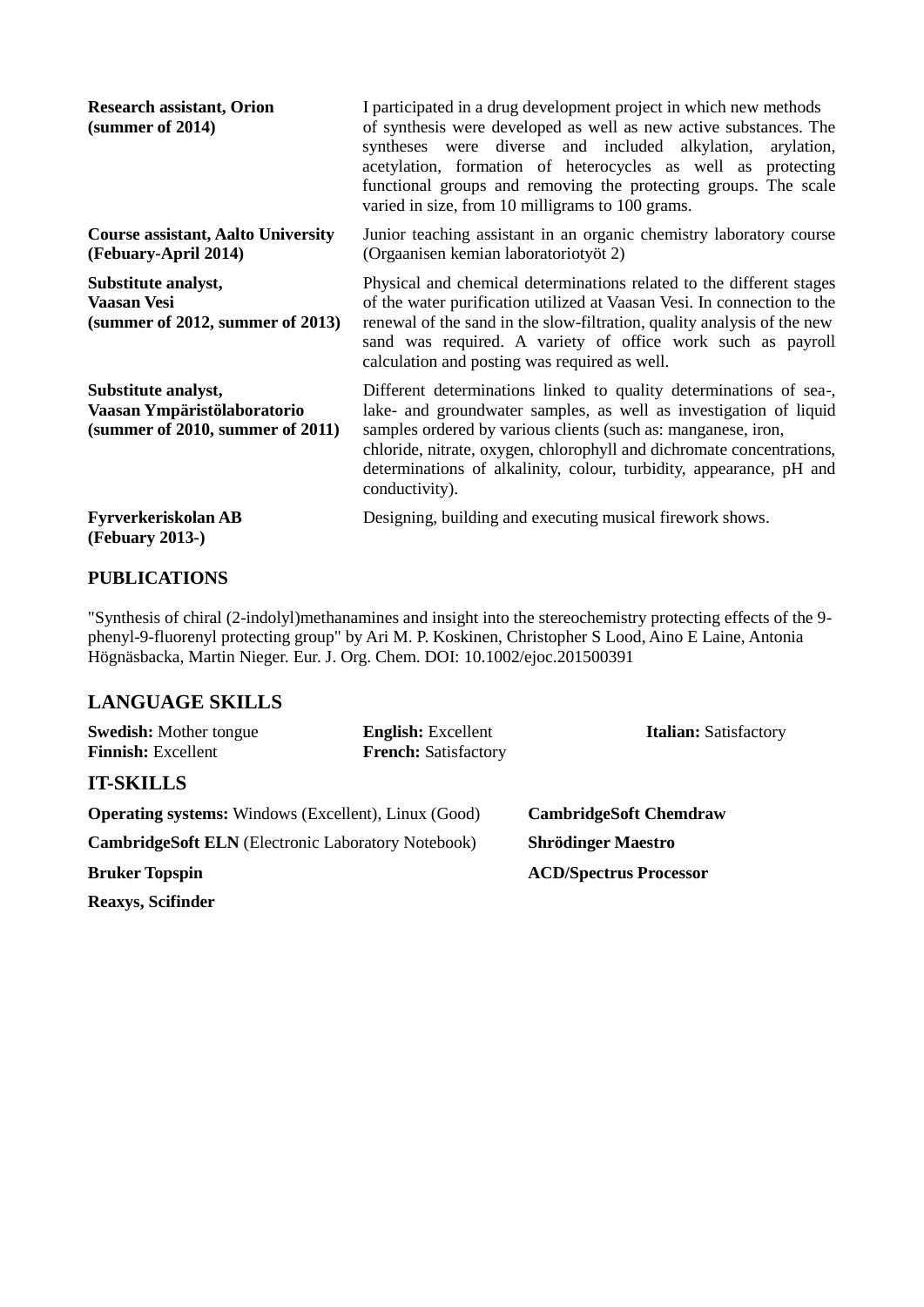**Research assistant, Orion (summer of 2014)**

I participated in a drug development project in which new methods of synthesis were developed as well as new active substances. The syntheses were diverse and included alkylation, arylation, acetylation, formation of heterocycles as well as protecting functional groups and removing the protecting groups. The scale varied in size, from 10 milligrams to 100 grams.

**Course assistant, Aalto University (Febuary-April 2014)**

Junior teaching assistant in an organic chemistry laboratory course (Orgaanisen kemian laboratoriotyöt 2)

**Substitute analyst, Vaasan Vesi (summer of 2012, summer of 2013)**

Physical and chemical determinations related to the different stages of the water purification utilized at Vaasan Vesi. In connection to the renewal of the sand in the slow-filtration, quality analysis of the new sand was required. A variety of office work such as payroll calculation and posting was required as well.

**Substitute analyst, Vaasan Ympäristölaboratorio (summer of 2010, summer of 2011)**

Different determinations linked to quality determinations of sea-, lake- and groundwater samples, as well as investigation of liquid samples ordered by various clients (such as: manganese, iron, chloride, nitrate, oxygen, chlorophyll and dichromate concentrations, determinations of alkalinity, colour, turbidity, appearance, pH and conductivity).

**Fyrverkeriskolan AB (Febuary 2013-)**

Designing, building and executing musical firework shows.

## PUBLICATIONS

"Synthesis of chiral (2-indolyl)methanamines and insight into the stereochemistry protecting effects of the 9-phenyl-9-fluorenyl protecting group" by Ari M. P. Koskinen, Christopher S Lood, Aino E Laine, Antonia Högnäsbacka, Martin Nieger. Eur. J. Org. Chem. DOI: 10.1002/ejoc.201500391

## LANGUAGE SKILLS

**Swedish:** Mother tongue
**Finnish:** Excellent
**English:** Excellent
**French:** Satisfactory
**Italian:** Satisfactory

## IT-SKILLS

**Operating systems:** Windows (Excellent), Linux (Good)

**CambridgeSoft ELN** (Electronic Laboratory Notebook)

**Bruker Topspin**

**Reaxys, Scifinder**

**CambridgeSoft Chemdraw**

**Shrödinger Maestro**

**ACD/Spectrus Processor**